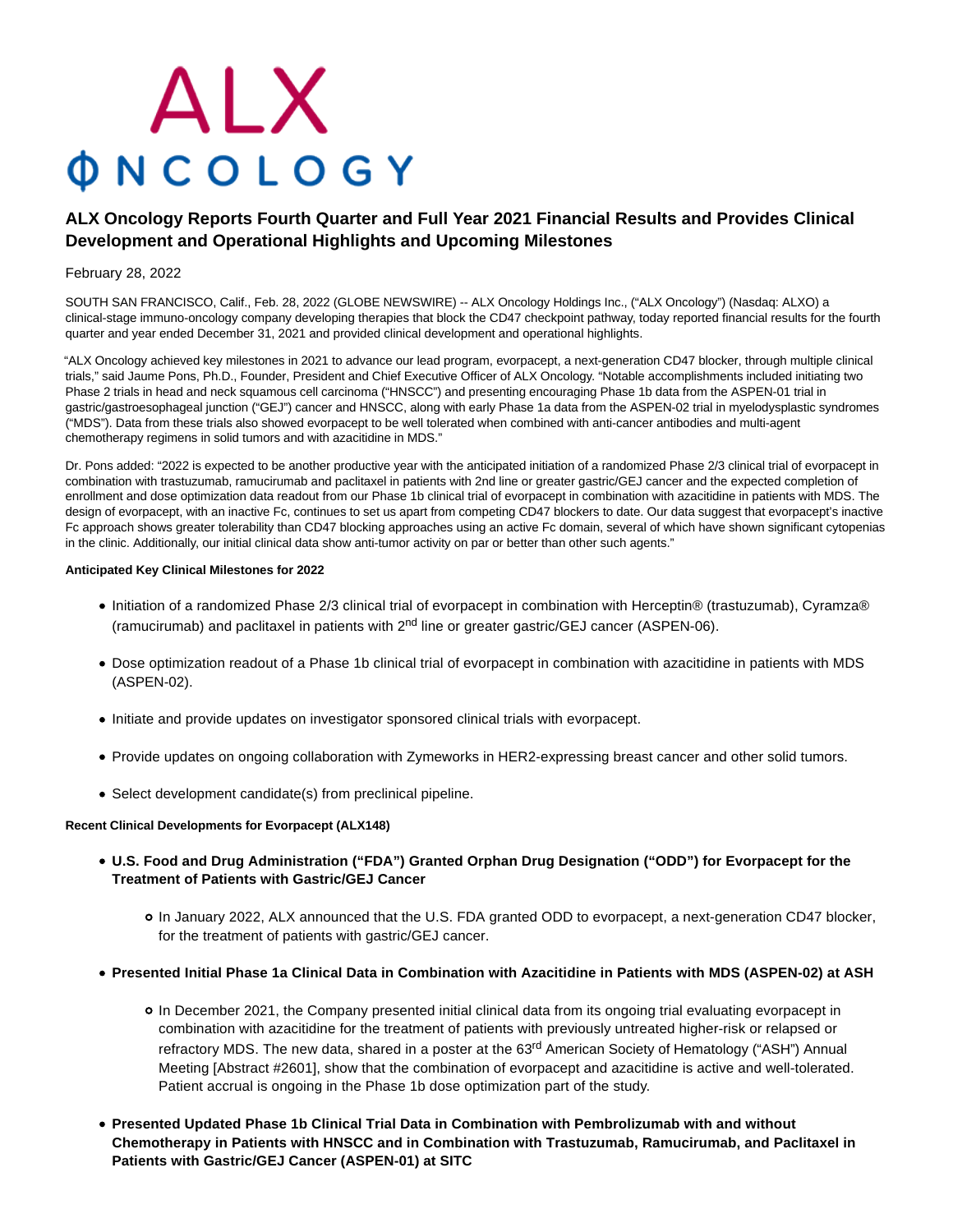ALX ONCOLOGY

# ALX Oncology Reports Fourth Quarter and Full Year 2021 Financial Results and Provides Clinical Development and Operational Highlights and Upcoming Milestones

February 28, 2022

SOUTH SAN FRANCISCO, Calif., Feb. 28, 2022 (GLOBE NEWSWIRE) -- ALX Oncology Holdings Inc., ("ALX Oncology") (Nasdaq: ALXO) a clinical-stage immuno-oncology company developing therapies that block the CD47 checkpoint pathway, today reported financial results for the fourth quarter and year ended December 31, 2021 and provided clinical development and operational highlights.

"ALX Oncology achieved key milestones in 2021 to advance our lead program, evorpacept, a next-generation CD47 blocker, through multiple clinical trials," said Jaume Pons, Ph.D., Founder, President and Chief Executive Officer of ALX Oncology. "Notable accomplishments included initiating two Phase 2 trials in head and neck squamous cell carcinoma ("HNSCC") and presenting encouraging Phase 1b data from the ASPEN-01 trial in gastric/gastroesophageal junction ("GEJ") cancer and HNSCC, along with early Phase 1a data from the ASPEN-02 trial in myelodysplastic syndromes ("MDS"). Data from these trials also showed evorpacept to be well tolerated when combined with anti-cancer antibodies and multi-agent chemotherapy regimens in solid tumors and with azacitidine in MDS."

Dr. Pons added: "2022 is expected to be another productive year with the anticipated initiation of a randomized Phase 2/3 clinical trial of evorpacept in combination with trastuzumab, ramucirumab and paclitaxel in patients with 2nd line or greater gastric/GEJ cancer and the expected completion of enrollment and dose optimization data readout from our Phase 1b clinical trial of evorpacept in combination with azacitidine in patients with MDS. The design of evorpacept, with an inactive Fc, continues to set us apart from competing CD47 blockers to date. Our data suggest that evorpacept's inactive Fc approach shows greater tolerability than CD47 blocking approaches using an active Fc domain, several of which have shown significant cytopenias in the clinic. Additionally, our initial clinical data show anti-tumor activity on par or better than other such agents."

**Anticipated Key Clinical Milestones for 2022**

- Initiation of a randomized Phase 2/3 clinical trial of evorpacept in combination with Herceptin® (trastuzumab), Cyramza® (ramucirumab) and paclitaxel in patients with 2nd line or greater gastric/GEJ cancer (ASPEN-06).
- Dose optimization readout of a Phase 1b clinical trial of evorpacept in combination with azacitidine in patients with MDS (ASPEN-02).
- Initiate and provide updates on investigator sponsored clinical trials with evorpacept.
- Provide updates on ongoing collaboration with Zymeworks in HER2-expressing breast cancer and other solid tumors.
- Select development candidate(s) from preclinical pipeline.

**Recent Clinical Developments for Evorpacept (ALX148)**

- **U.S. Food and Drug Administration ("FDA") Granted Orphan Drug Designation ("ODD") for Evorpacept for the Treatment of Patients with Gastric/GEJ Cancer**
  - In January 2022, ALX announced that the U.S. FDA granted ODD to evorpacept, a next-generation CD47 blocker, for the treatment of patients with gastric/GEJ cancer.
- **Presented Initial Phase 1a Clinical Data in Combination with Azacitidine in Patients with MDS (ASPEN-02) at ASH**
  - In December 2021, the Company presented initial clinical data from its ongoing trial evaluating evorpacept in combination with azacitidine for the treatment of patients with previously untreated higher-risk or relapsed or refractory MDS. The new data, shared in a poster at the 63rd American Society of Hematology ("ASH") Annual Meeting [Abstract #2601], show that the combination of evorpacept and azacitidine is active and well-tolerated. Patient accrual is ongoing in the Phase 1b dose optimization part of the study.
- **Presented Updated Phase 1b Clinical Trial Data in Combination with Pembrolizumab with and without Chemotherapy in Patients with HNSCC and in Combination with Trastuzumab, Ramucirumab, and Paclitaxel in Patients with Gastric/GEJ Cancer (ASPEN-01) at SITC**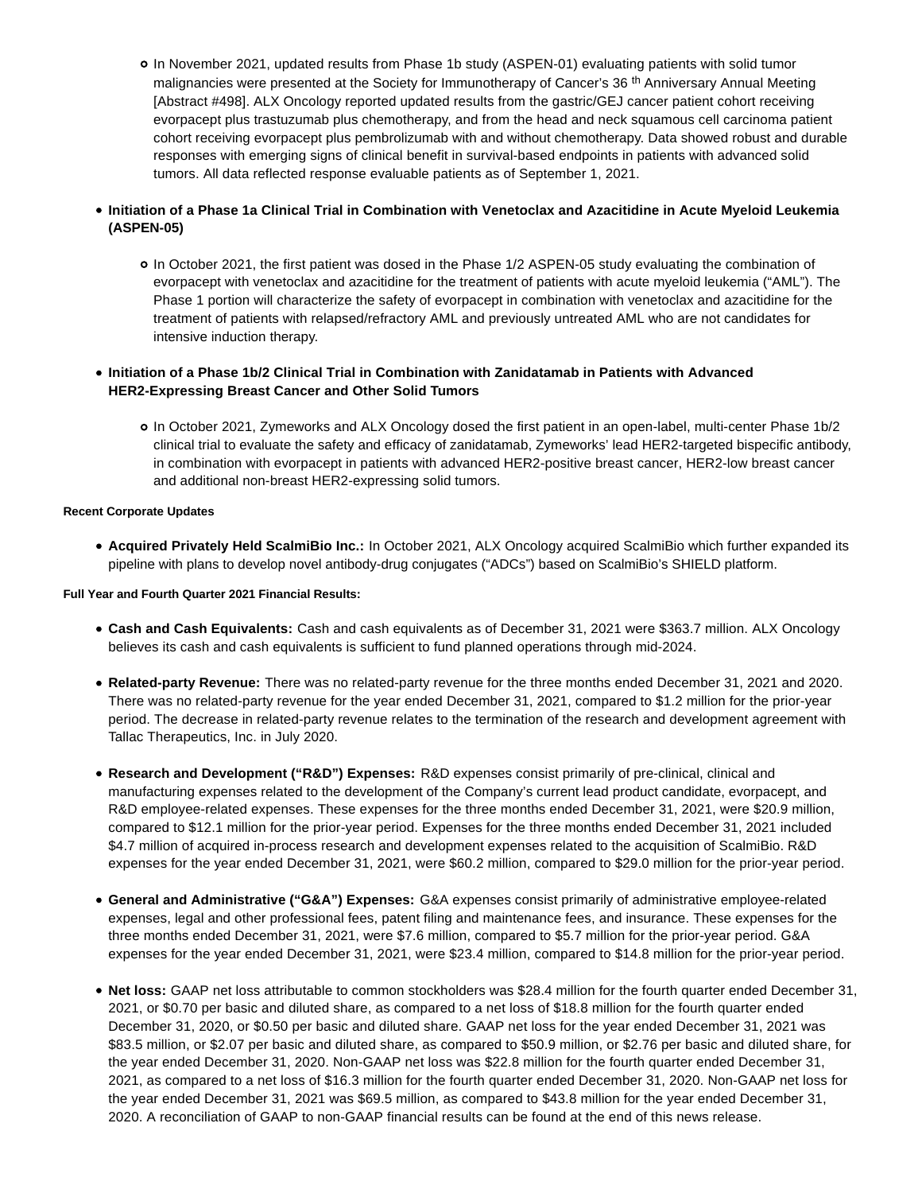- In November 2021, updated results from Phase 1b study (ASPEN-01) evaluating patients with solid tumor malignancies were presented at the Society for Immunotherapy of Cancer's 36 th Anniversary Annual Meeting [Abstract #498]. ALX Oncology reported updated results from the gastric/GEJ cancer patient cohort receiving evorpacept plus trastuzumab plus chemotherapy, and from the head and neck squamous cell carcinoma patient cohort receiving evorpacept plus pembrolizumab with and without chemotherapy. Data showed robust and durable responses with emerging signs of clinical benefit in survival-based endpoints in patients with advanced solid tumors. All data reflected response evaluable patients as of September 1, 2021.

- **Initiation of a Phase 1a Clinical Trial in Combination with Venetoclax and Azacitidine in Acute Myeloid Leukemia (ASPEN-05)**

  - In October 2021, the first patient was dosed in the Phase 1/2 ASPEN-05 study evaluating the combination of evorpacept with venetoclax and azacitidine for the treatment of patients with acute myeloid leukemia ("AML"). The Phase 1 portion will characterize the safety of evorpacept in combination with venetoclax and azacitidine for the treatment of patients with relapsed/refractory AML and previously untreated AML who are not candidates for intensive induction therapy.

- **Initiation of a Phase 1b/2 Clinical Trial in Combination with Zanidatamab in Patients with Advanced HER2-Expressing Breast Cancer and Other Solid Tumors**

  - In October 2021, Zymeworks and ALX Oncology dosed the first patient in an open-label, multi-center Phase 1b/2 clinical trial to evaluate the safety and efficacy of zanidatamab, Zymeworks' lead HER2-targeted bispecific antibody, in combination with evorpacept in patients with advanced HER2-positive breast cancer, HER2-low breast cancer and additional non-breast HER2-expressing solid tumors.

**Recent Corporate Updates**

- **Acquired Privately Held ScalmiBio Inc.:** In October 2021, ALX Oncology acquired ScalmiBio which further expanded its pipeline with plans to develop novel antibody-drug conjugates ("ADCs") based on ScalmiBio's SHIELD platform.

**Full Year and Fourth Quarter 2021 Financial Results:**

- **Cash and Cash Equivalents:** Cash and cash equivalents as of December 31, 2021 were $363.7 million. ALX Oncology believes its cash and cash equivalents is sufficient to fund planned operations through mid-2024.

- **Related-party Revenue:** There was no related-party revenue for the three months ended December 31, 2021 and 2020. There was no related-party revenue for the year ended December 31, 2021, compared to $1.2 million for the prior-year period. The decrease in related-party revenue relates to the termination of the research and development agreement with Tallac Therapeutics, Inc. in July 2020.

- **Research and Development ("R&D") Expenses:** R&D expenses consist primarily of pre-clinical, clinical and manufacturing expenses related to the development of the Company's current lead product candidate, evorpacept, and R&D employee-related expenses. These expenses for the three months ended December 31, 2021, were $20.9 million, compared to $12.1 million for the prior-year period. Expenses for the three months ended December 31, 2021 included $4.7 million of acquired in-process research and development expenses related to the acquisition of ScalmiBio. R&D expenses for the year ended December 31, 2021, were $60.2 million, compared to $29.0 million for the prior-year period.

- **General and Administrative ("G&A") Expenses:** G&A expenses consist primarily of administrative employee-related expenses, legal and other professional fees, patent filing and maintenance fees, and insurance. These expenses for the three months ended December 31, 2021, were $7.6 million, compared to $5.7 million for the prior-year period. G&A expenses for the year ended December 31, 2021, were $23.4 million, compared to $14.8 million for the prior-year period.

- **Net loss:** GAAP net loss attributable to common stockholders was $28.4 million for the fourth quarter ended December 31, 2021, or $0.70 per basic and diluted share, as compared to a net loss of $18.8 million for the fourth quarter ended December 31, 2020, or $0.50 per basic and diluted share. GAAP net loss for the year ended December 31, 2021 was $83.5 million, or $2.07 per basic and diluted share, as compared to $50.9 million, or $2.76 per basic and diluted share, for the year ended December 31, 2020. Non-GAAP net loss was $22.8 million for the fourth quarter ended December 31, 2021, as compared to a net loss of $16.3 million for the fourth quarter ended December 31, 2020. Non-GAAP net loss for the year ended December 31, 2021 was $69.5 million, as compared to $43.8 million for the year ended December 31, 2020. A reconciliation of GAAP to non-GAAP financial results can be found at the end of this news release.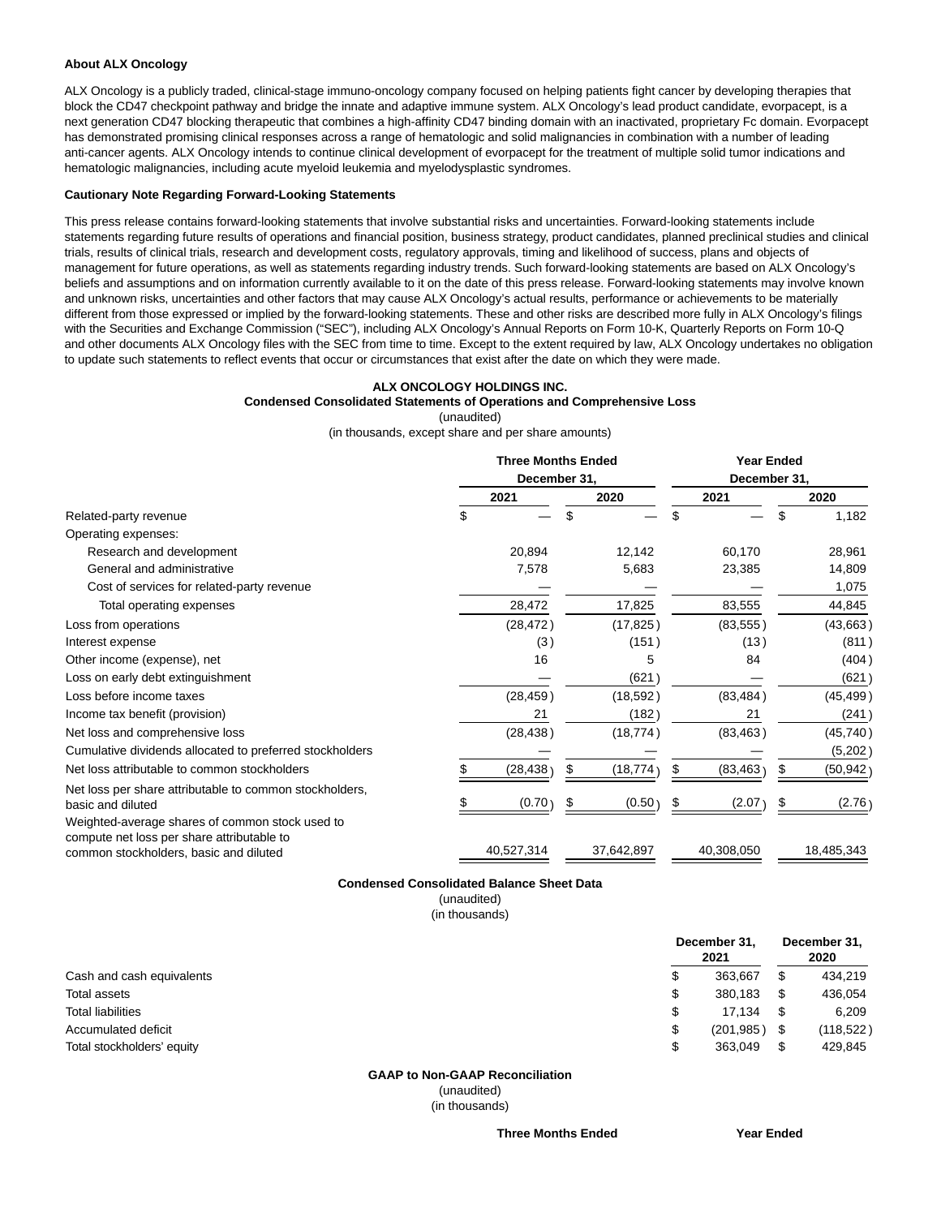**About ALX Oncology**

ALX Oncology is a publicly traded, clinical-stage immuno-oncology company focused on helping patients fight cancer by developing therapies that block the CD47 checkpoint pathway and bridge the innate and adaptive immune system. ALX Oncology's lead product candidate, evorpacept, is a next generation CD47 blocking therapeutic that combines a high-affinity CD47 binding domain with an inactivated, proprietary Fc domain. Evorpacept has demonstrated promising clinical responses across a range of hematologic and solid malignancies in combination with a number of leading anti-cancer agents. ALX Oncology intends to continue clinical development of evorpacept for the treatment of multiple solid tumor indications and hematologic malignancies, including acute myeloid leukemia and myelodysplastic syndromes.

**Cautionary Note Regarding Forward-Looking Statements**

This press release contains forward-looking statements that involve substantial risks and uncertainties. Forward-looking statements include statements regarding future results of operations and financial position, business strategy, product candidates, planned preclinical studies and clinical trials, results of clinical trials, research and development costs, regulatory approvals, timing and likelihood of success, plans and objects of management for future operations, as well as statements regarding industry trends. Such forward-looking statements are based on ALX Oncology's beliefs and assumptions and on information currently available to it on the date of this press release. Forward-looking statements may involve known and unknown risks, uncertainties and other factors that may cause ALX Oncology's actual results, performance or achievements to be materially different from those expressed or implied by the forward-looking statements. These and other risks are described more fully in ALX Oncology's filings with the Securities and Exchange Commission ("SEC"), including ALX Oncology's Annual Reports on Form 10-K, Quarterly Reports on Form 10-Q and other documents ALX Oncology files with the SEC from time to time. Except to the extent required by law, ALX Oncology undertakes no obligation to update such statements to reflect events that occur or circumstances that exist after the date on which they were made.

**ALX ONCOLOGY HOLDINGS INC.**

**Condensed Consolidated Statements of Operations and Comprehensive Loss**

(unaudited)

(in thousands, except share and per share amounts)

| | Three Months Ended December 31, | | Year Ended December 31, | |
|---|---|---|---|---|
| | 2021 | 2020 | 2021 | 2020 |
| Related-party revenue | $ — | $ — | $ — | $ 1,182 |
| Operating expenses: | | | | |
| Research and development | 20,894 | 12,142 | 60,170 | 28,961 |
| General and administrative | 7,578 | 5,683 | 23,385 | 14,809 |
| Cost of services for related-party revenue | — | — | — | 1,075 |
| Total operating expenses | 28,472 | 17,825 | 83,555 | 44,845 |
| Loss from operations | (28,472) | (17,825) | (83,555) | (43,663) |
| Interest expense | (3) | (151) | (13) | (811) |
| Other income (expense), net | 16 | 5 | 84 | (404) |
| Loss on early debt extinguishment | — | (621) | — | (621) |
| Loss before income taxes | (28,459) | (18,592) | (83,484) | (45,499) |
| Income tax benefit (provision) | 21 | (182) | 21 | (241) |
| Net loss and comprehensive loss | (28,438) | (18,774) | (83,463) | (45,740) |
| Cumulative dividends allocated to preferred stockholders | — | — | — | (5,202) |
| Net loss attributable to common stockholders | $ (28,438) | $ (18,774) | $ (83,463) | $ (50,942) |
| Net loss per share attributable to common stockholders, basic and diluted | $ (0.70) | $ (0.50) | $ (2.07) | $ (2.76) |
| Weighted-average shares of common stock used to compute net loss per share attributable to common stockholders, basic and diluted | 40,527,314 | 37,642,897 | 40,308,050 | 18,485,343 |

**Condensed Consolidated Balance Sheet Data**

(unaudited)

(in thousands)

| | December 31, 2021 | December 31, 2020 |
|---|---|---|
| Cash and cash equivalents | $ 363,667 | $ 434,219 |
| Total assets | $ 380,183 | $ 436,054 |
| Total liabilities | $ 17,134 | $ 6,209 |
| Accumulated deficit | $ (201,985) | $ (118,522) |
| Total stockholders' equity | $ 363,049 | $ 429,845 |

**GAAP to Non-GAAP Reconciliation**

(unaudited)

(in thousands)

| | Three Months Ended | Year Ended |
|---|---|---|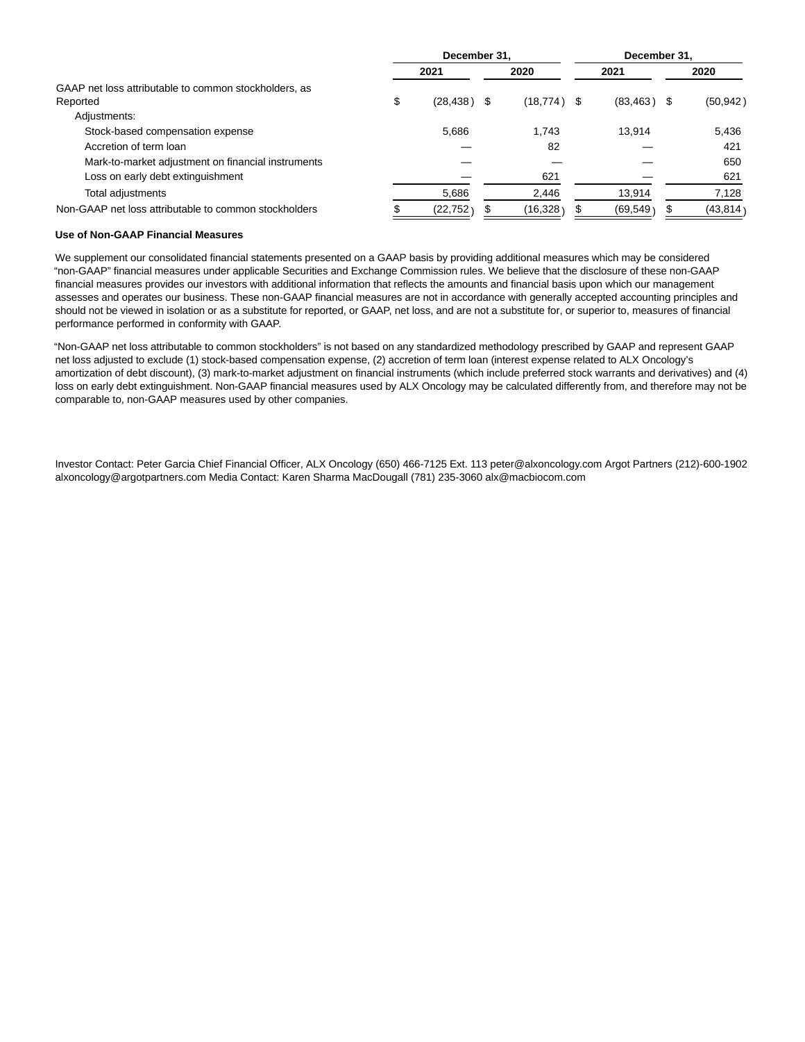| | December 31, | | December 31, | |
|---|---|---|---|---|
| | 2021 | 2020 | 2021 | 2020 |
| GAAP net loss attributable to common stockholders, as Reported | $ (28,438) | $ (18,774) | $ (83,463) | $ (50,942) |
| Adjustments: | | | | |
| Stock-based compensation expense | 5,686 | 1,743 | 13,914 | 5,436 |
| Accretion of term loan | — | 82 | — | 421 |
| Mark-to-market adjustment on financial instruments | — | — | — | 650 |
| Loss on early debt extinguishment | — | 621 | — | 621 |
| Total adjustments | 5,686 | 2,446 | 13,914 | 7,128 |
| Non-GAAP net loss attributable to common stockholders | $ (22,752) | $ (16,328) | $ (69,549) | $ (43,814) |

**Use of Non-GAAP Financial Measures**

We supplement our consolidated financial statements presented on a GAAP basis by providing additional measures which may be considered "non-GAAP" financial measures under applicable Securities and Exchange Commission rules. We believe that the disclosure of these non-GAAP financial measures provides our investors with additional information that reflects the amounts and financial basis upon which our management assesses and operates our business. These non-GAAP financial measures are not in accordance with generally accepted accounting principles and should not be viewed in isolation or as a substitute for reported, or GAAP, net loss, and are not a substitute for, or superior to, measures of financial performance performed in conformity with GAAP.

"Non-GAAP net loss attributable to common stockholders" is not based on any standardized methodology prescribed by GAAP and represent GAAP net loss adjusted to exclude (1) stock-based compensation expense, (2) accretion of term loan (interest expense related to ALX Oncology's amortization of debt discount), (3) mark-to-market adjustment on financial instruments (which include preferred stock warrants and derivatives) and (4) loss on early debt extinguishment. Non-GAAP financial measures used by ALX Oncology may be calculated differently from, and therefore may not be comparable to, non-GAAP measures used by other companies.

Investor Contact: Peter Garcia Chief Financial Officer, ALX Oncology (650) 466-7125 Ext. 113 peter@alxoncology.com Argot Partners (212)-600-1902 alxoncology@argotpartners.com Media Contact: Karen Sharma MacDougall (781) 235-3060 alx@macbiocom.com